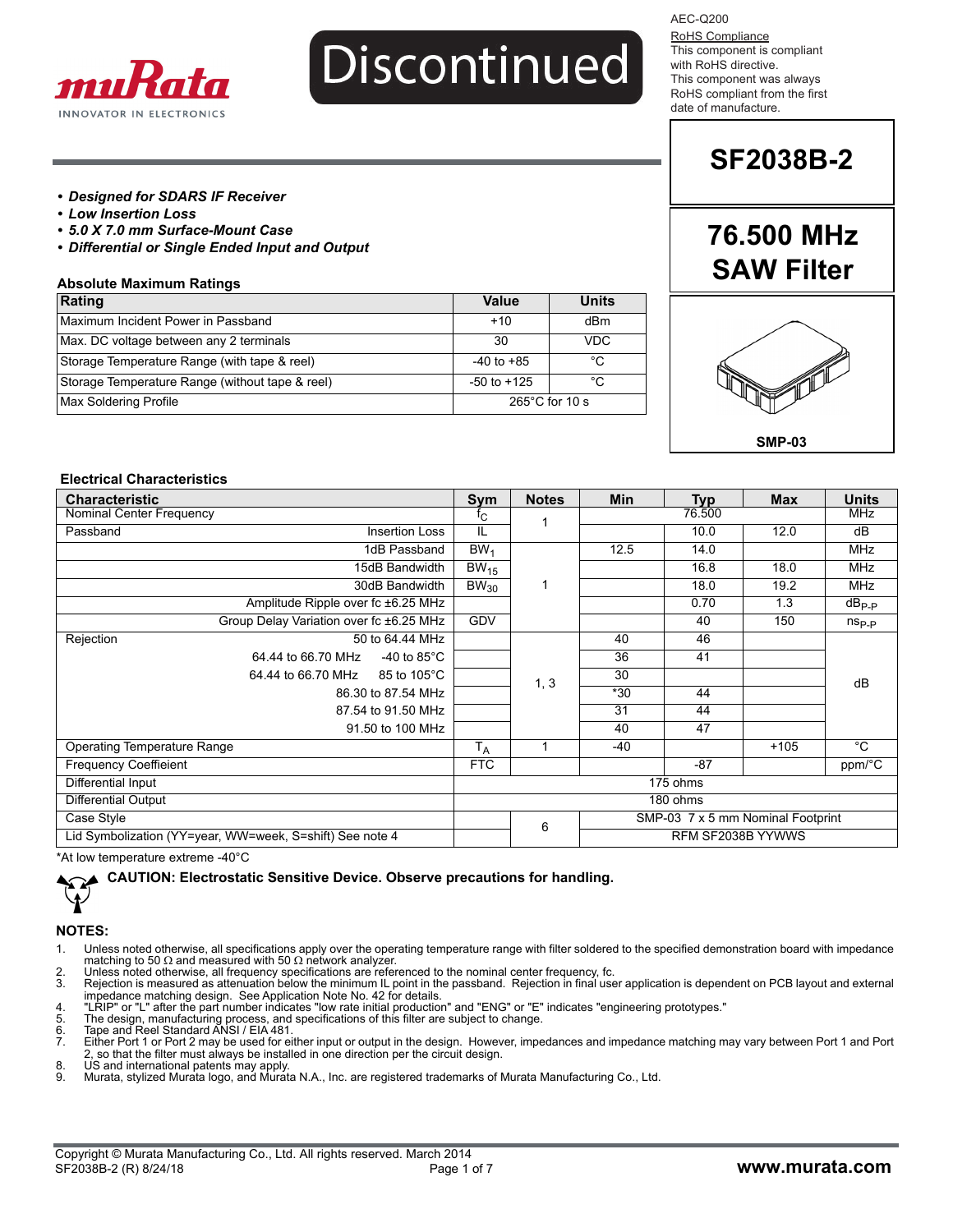Discontinued

AEC-Q200

RoHS Compliance
This component is compliant with RoHS directive.
This component was always RoHS compliant from the first date of manufacture.

# SF2038B-2

## 76.500 MHz SAW Filter

SMP-03

- ***Designed for SDARS IF Receiver***
- ***Low Insertion Loss***
- ***5.0 X 7.0 mm Surface-Mount Case***
- ***Differential or Single Ended Input and Output***

### Absolute Maximum Ratings

| Rating | Value | Units |
|---|---|---|
| Maximum Incident Power in Passband | +10 | dBm |
| Max. DC voltage between any 2 terminals | 30 | VDC |
| Storage Temperature Range (with tape & reel) | -40 to +85 | °C |
| Storage Temperature Range (without tape & reel) | -50 to +125 | °C |
| Max Soldering Profile | 265°C for 10 s | |

### Electrical Characteristics

| Characteristic | | Sym | Notes | Min | Typ | Max | Units |
|---|---|---|---|---|---|---|---|
| Nominal Center Frequency | | $f_C$ | 1 | | 76.500 | | MHz |
| Passband | Insertion Loss | IL | 1 | | 10.0 | 12.0 | dB |
| | 1dB Passband | $BW_1$ | 1 | 12.5 | 14.0 | | MHz |
| | 15dB Bandwidth | $BW_{15}$ | 1 | | 16.8 | 18.0 | MHz |
| | 30dB Bandwidth | $BW_{30}$ | 1 | | 18.0 | 19.2 | MHz |
| | Amplitude Ripple over fc ±6.25 MHz | | 1 | | 0.70 | 1.3 | $dB_{P-P}$ |
| | Group Delay Variation over fc ±6.25 MHz | GDV | 1 | | 40 | 150 | $ns_{P-P}$ |
| Rejection | 50 to 64.44 MHz | | 1, 3 | 40 | 46 | | dB |
| | 64.44 to 66.70 MHz -40 to 85°C | | 1, 3 | 36 | 41 | | dB |
| | 64.44 to 66.70 MHz 85 to 105°C | | 1, 3 | 30 | | | dB |
| | 86.30 to 87.54 MHz | | 1, 3 | *30 | 44 | | dB |
| | 87.54 to 91.50 MHz | | 1, 3 | 31 | 44 | | dB |
| | 91.50 to 100 MHz | | 1, 3 | 40 | 47 | | dB |
| Operating Temperature Range | | $T_A$ | 1 | -40 | | +105 | °C |
| Frequency Coeffieient | | FTC | | | -87 | | ppm/°C |
| Differential Input | | 175 ohms | | | | | |
| Differential Output | | 180 ohms | | | | | |
| Case Style | | | 6 | SMP-03 7 x 5 mm Nominal Footprint | | | |
| Lid Symbolization (YY=year, WW=week, S=shift) See note 4 | | | 6 | RFM SF2038B YYWWS | | | |

*At low temperature extreme -40°C

**CAUTION: Electrostatic Sensitive Device. Observe precautions for handling.**

### NOTES:

1. Unless noted otherwise, all specifications apply over the operating temperature range with filter soldered to the specified demonstration board with impedance matching to 50 Ω and measured with 50 Ω network analyzer.
2. Unless noted otherwise, all frequency specifications are referenced to the nominal center frequency, fc.
3. Rejection is measured as attenuation below the minimum IL point in the passband. Rejection in final user application is dependent on PCB layout and external impedance matching design. See Application Note No. 42 for details.
4. "LRIP" or "L" after the part number indicates "low rate initial production" and "ENG" or "E" indicates "engineering prototypes."
5. The design, manufacturing process, and specifications of this filter are subject to change.
6. Tape and Reel Standard ANSI / EIA 481.
7. Either Port 1 or Port 2 may be used for either input or output in the design. However, impedances and impedance matching may vary between Port 1 and Port 2, so that the filter must always be installed in one direction per the circuit design.
8. US and international patents may apply.
9. Murata, stylized Murata logo, and Murata N.A., Inc. are registered trademarks of Murata Manufacturing Co., Ltd.

Copyright © Murata Manufacturing Co., Ltd. All rights reserved. March 2014
SF2038B-2 (R) 8/24/18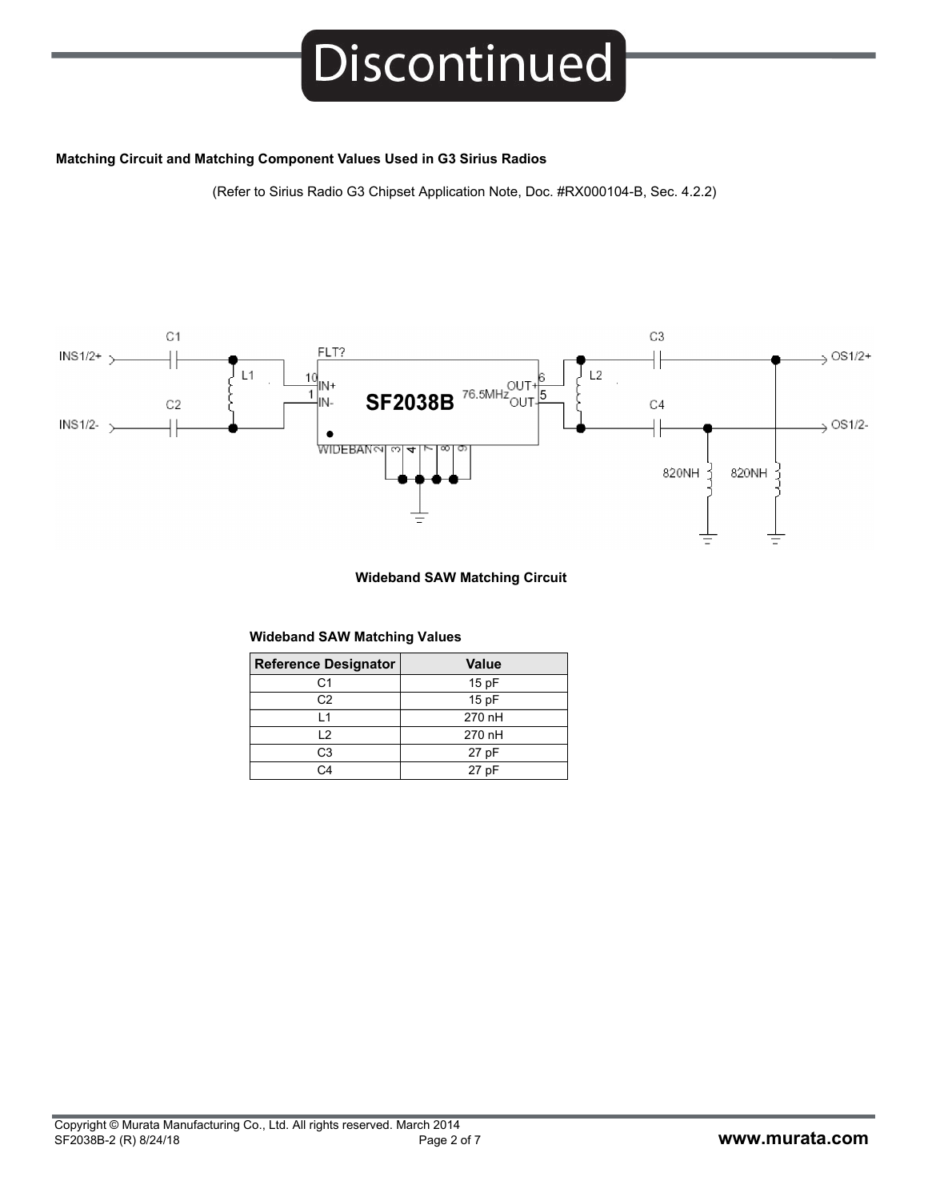# Discontinued

**Matching Circuit and Matching Component Values Used in G3 Sirius Radios**

(Refer to Sirius Radio G3 Chipset Application Note, Doc. #RX000104-B, Sec. 4.2.2)

**Wideband SAW Matching Circuit**

**Wideband SAW Matching Values**

| Reference Designator | Value |
|---|---|
| C1 | 15 pF |
| C2 | 15 pF |
| L1 | 270 nH |
| L2 | 270 nH |
| C3 | 27 pF |
| C4 | 27 pF |

Copyright © Murata Manufacturing Co., Ltd. All rights reserved. March 2014
SF2038B-2 (R) 8/24/18

**www.murata.com**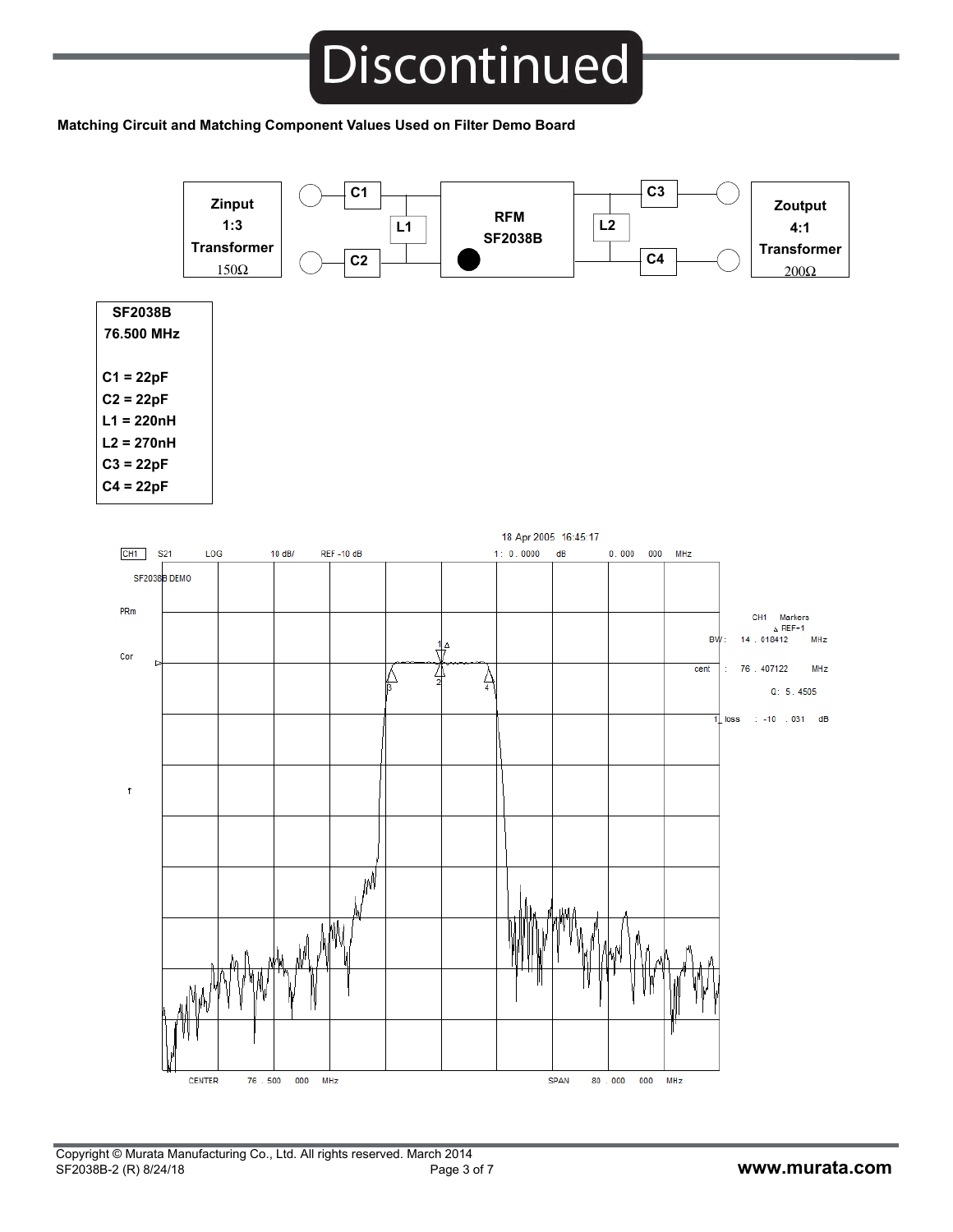Discontinued

**Matching Circuit and Matching Component Values Used on Filter Demo Board**

Zinput 1:3 Transformer 150Ω — C1 / C2 — L1 — RFM SF2038B — L2 — C3 / C4 — Zoutput 4:1 Transformer 200Ω

| SF2038B 76.500 MHz |
|---|
| C1 = 22pF |
| C2 = 22pF |
| L1 = 220nH |
| L2 = 270nH |
| C3 = 22pF |
| C4 = 22pF |

18 Apr 2005 16:45:17

CH1 S21 LOG 10 dB/ REF -10 dB 1: 0.0000 dB 0.000 000 MHz

SF2038B DEMO

PRm

Cor

CH1 Markers
△ REF=1
BW: 14.018412 MHz
cent: 76.407122 MHz
Q: 5.4505
I_loss: -10.031 dB

CENTER 76.500 000 MHz SPAN 80.000 000 MHz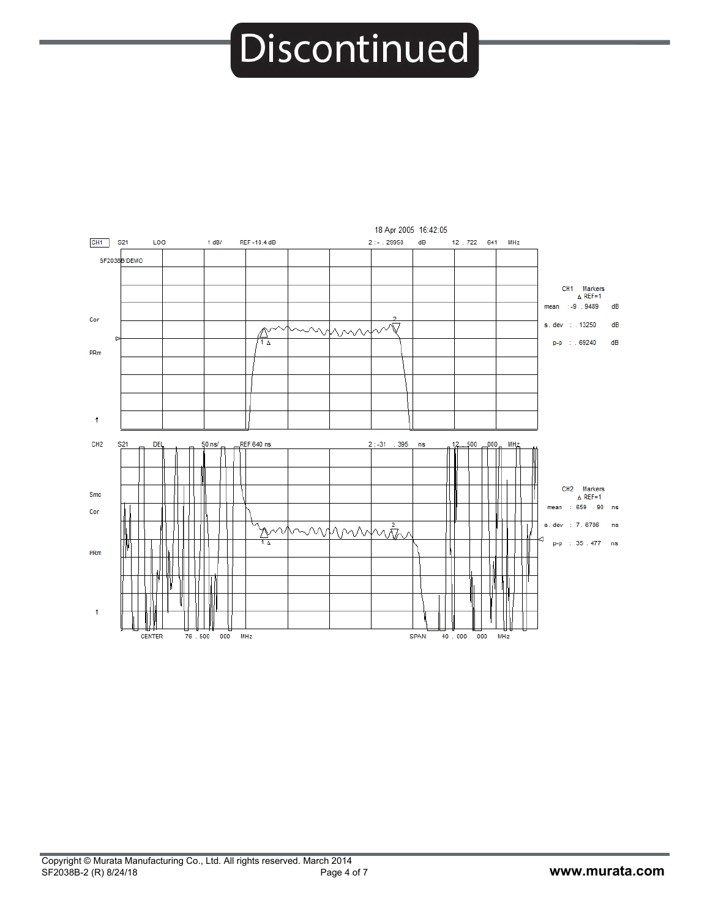# Discontinued

18 Apr 2005 16:42:05

CH1 S21 LOG 1 dB/ REF -10.4 dB 2 :- . 29950 dB 12 . 722 641 MHz

SF2038B DEMO

Cor

PRm

CH1 Markers
Δ REF=1
mean : -9 . 9489 dB
s. dev : . 13250 dB
p-p : . 69240 dB

CH2 S21 DEL 50 ns/ REF 640 ns 2 :-31 . 395 ns 12 . 500 000 MHz

Smo

Cor

PRm

CH2 Markers
Δ REF=1
mean : 659 . 90 ns
s. dev : 7 . 6786 ns
p-p : 35 . 477 ns

CENTER 76 . 500 000 MHz SPAN 40 . 000 000 MHz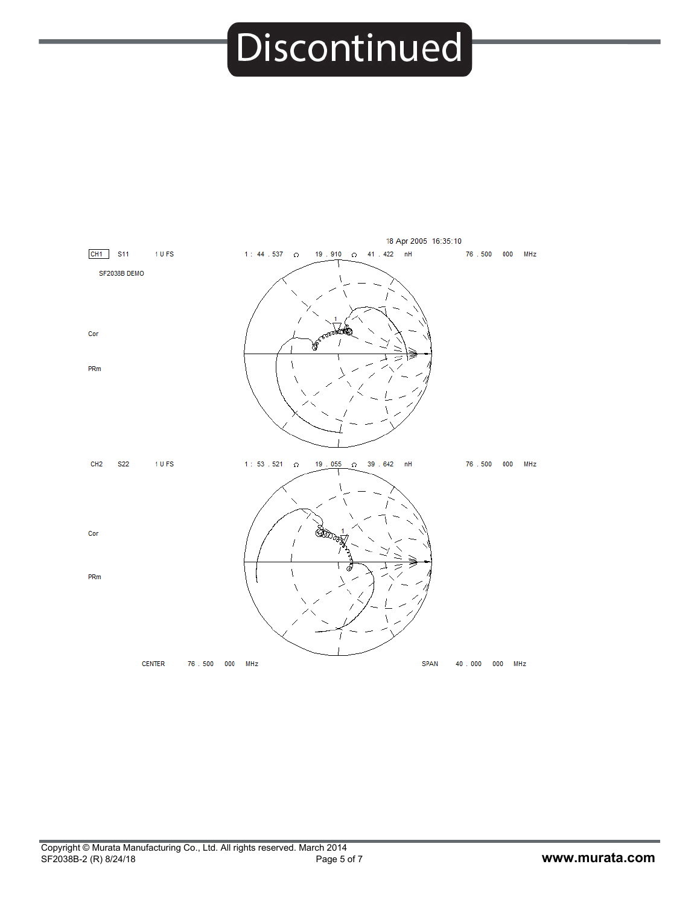# Discontinued

18 Apr 2005 16:35:10

CH1 S11 1 U FS 1: 44.537 Ω 19.910 Ω 41.422 nH 76.500 000 MHz

SF2038B DEMO

Cor

PRm

CH2 S22 1 U FS 1: 53.521 Ω 19.055 Ω 39.642 nH 76.500 000 MHz

Cor

PRm

CENTER 76.500 000 MHz SPAN 40.000 000 MHz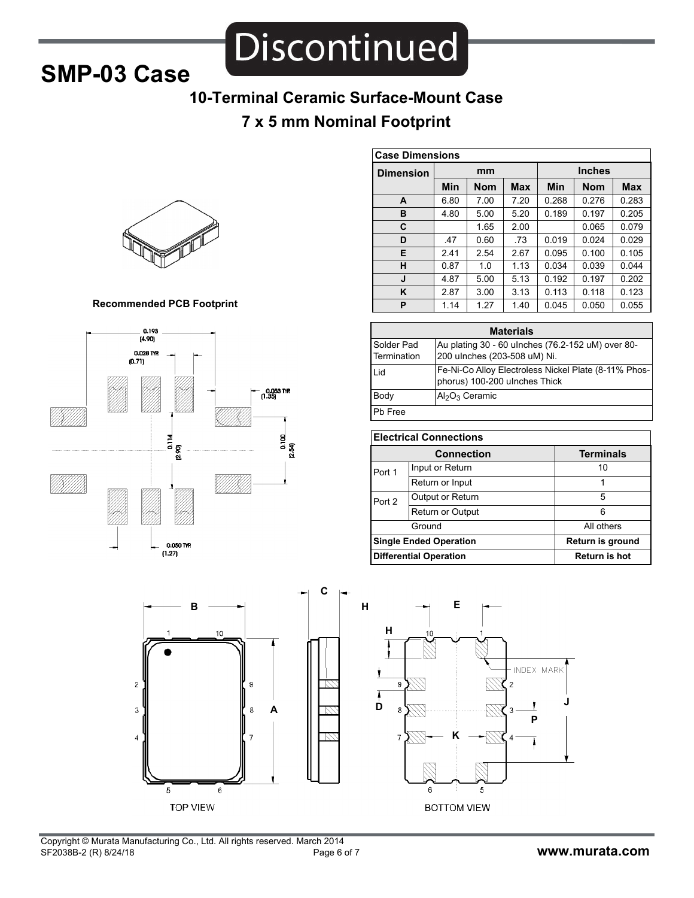# SMP-03 Case

Discontinued

## 10-Terminal Ceramic Surface-Mount Case

## 7 x 5 mm Nominal Footprint

| Case Dimensions | | | | | | |
|---|---|---|---|---|---|---|
| Dimension | mm | | | Inches | | |
| | Min | Nom | Max | Min | Nom | Max |
| A | 6.80 | 7.00 | 7.20 | 0.268 | 0.276 | 0.283 |
| B | 4.80 | 5.00 | 5.20 | 0.189 | 0.197 | 0.205 |
| C | | 1.65 | 2.00 | | 0.065 | 0.079 |
| D | .47 | 0.60 | .73 | 0.019 | 0.024 | 0.029 |
| E | 2.41 | 2.54 | 2.67 | 0.095 | 0.100 | 0.105 |
| H | 0.87 | 1.0 | 1.13 | 0.034 | 0.039 | 0.044 |
| J | 4.87 | 5.00 | 5.13 | 0.192 | 0.197 | 0.202 |
| K | 2.87 | 3.00 | 3.13 | 0.113 | 0.118 | 0.123 |
| P | 1.14 | 1.27 | 1.40 | 0.045 | 0.050 | 0.055 |

**Recommended PCB Footprint**

0.193 (4.90)

0.028 TYP. (0.71)

0.053 TYP. (1.35)

0.114 (2.90)

0.100 (2.54)

0.050 TYP. (1.27)

| Materials | |
|---|---|
| Solder Pad Termination | Au plating 30 - 60 uInches (76.2-152 uM) over 80-200 uInches (203-508 uM) Ni. |
| Lid | Fe-Ni-Co Alloy Electroless Nickel Plate (8-11% Phosphorus) 100-200 uInches Thick |
| Body | $Al_2O_3$ Ceramic |
| Pb Free | |

| Electrical Connections | | |
|---|---|---|
| Connection | | Terminals |
| Port 1 | Input or Return | 10 |
| | Return or Input | 1 |
| Port 2 | Output or Return | 5 |
| | Return or Output | 6 |
| Ground | | All others |
| **Single Ended Operation** | | **Return is ground** |
| **Differential Operation** | | **Return is hot** |

TOP VIEW

BOTTOM VIEW

INDEX MARK

Copyright © Murata Manufacturing Co., Ltd. All rights reserved. March 2014
SF2038B-2 (R) 8/24/18

www.murata.com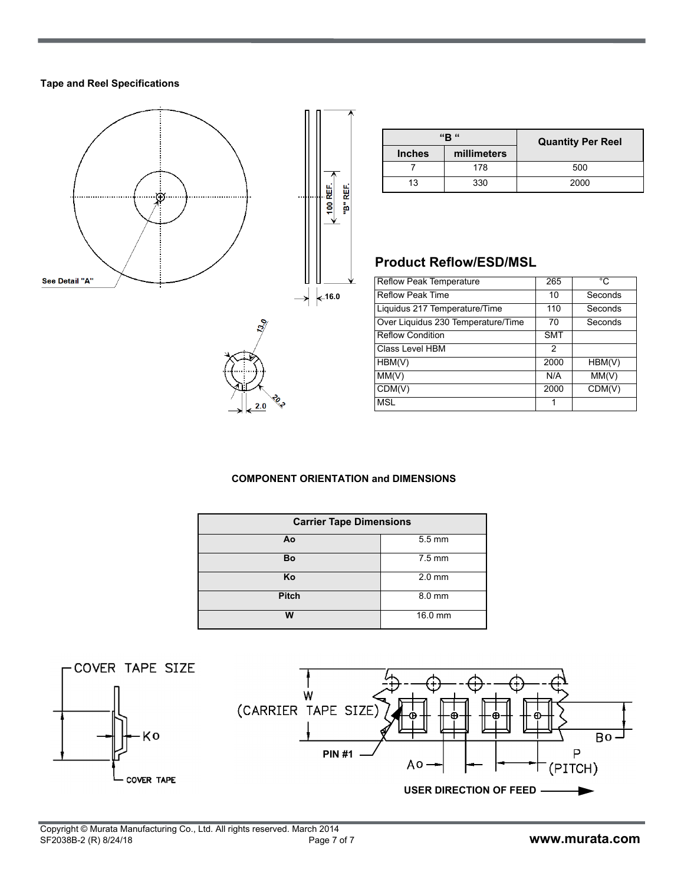### Tape and Reel Specifications

| "B" | | Quantity Per Reel |
|---|---|---|
| Inches | millimeters | |
| 7 | 178 | 500 |
| 13 | 330 | 2000 |

## Product Reflow/ESD/MSL

| | | |
|---|---|---|
| Reflow Peak Temperature | 265 | °C |
| Reflow Peak Time | 10 | Seconds |
| Liquidus 217 Temperature/Time | 110 | Seconds |
| Over Liquidus 230 Temperature/Time | 70 | Seconds |
| Reflow Condition | SMT | |
| Class Level HBM | 2 | |
| HBM(V) | 2000 | HBM(V) |
| MM(V) | N/A | MM(V) |
| CDM(V) | 2000 | CDM(V) |
| MSL | 1 | |

### COMPONENT ORIENTATION and DIMENSIONS

| Carrier Tape Dimensions | |
|---|---|
| Ao | 5.5 mm |
| Bo | 7.5 mm |
| Ko | 2.0 mm |
| Pitch | 8.0 mm |
| W | 16.0 mm |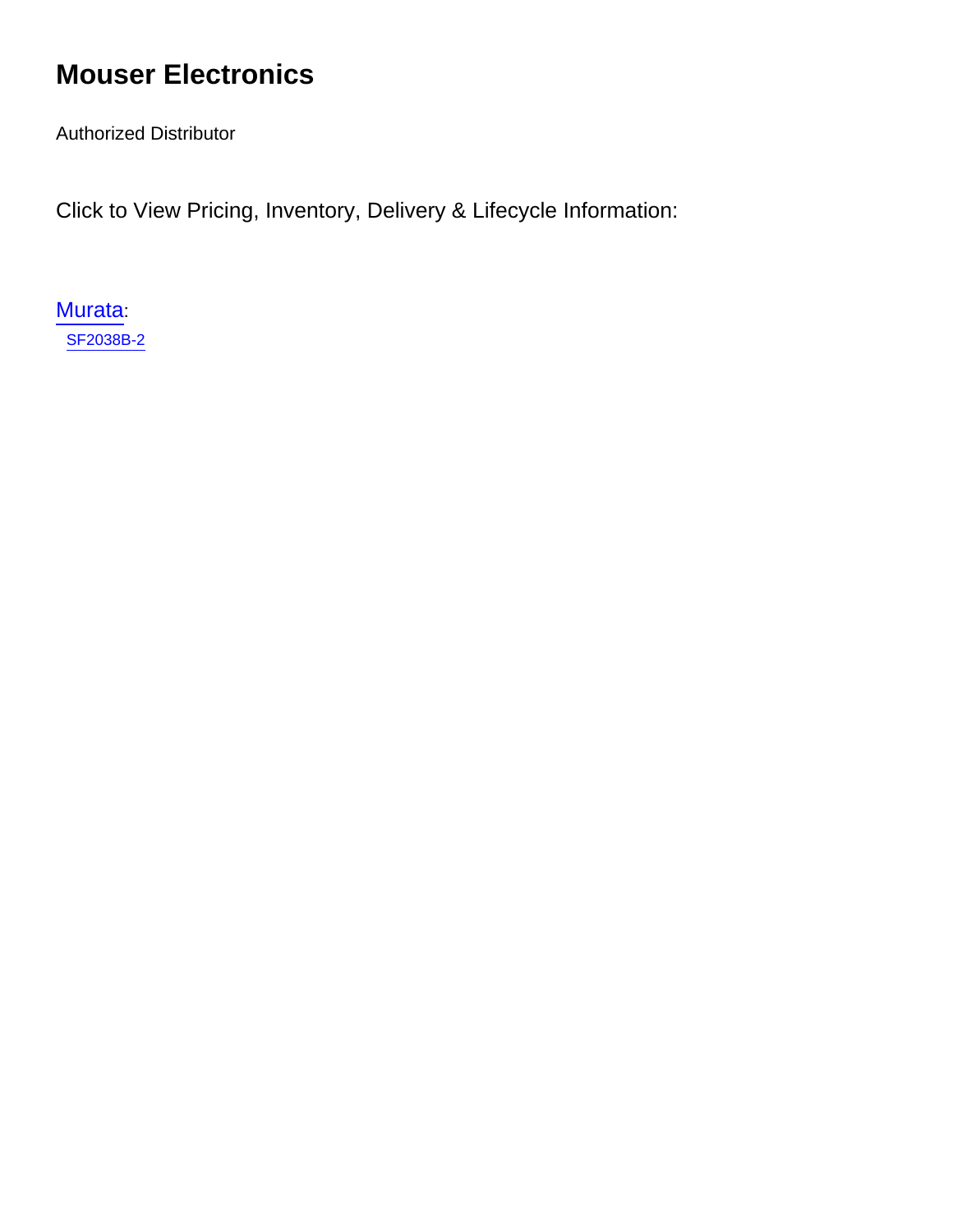# Mouser Electronics

Authorized Distributor

Click to View Pricing, Inventory, Delivery & Lifecycle Information:

Murata:

SF2038B-2